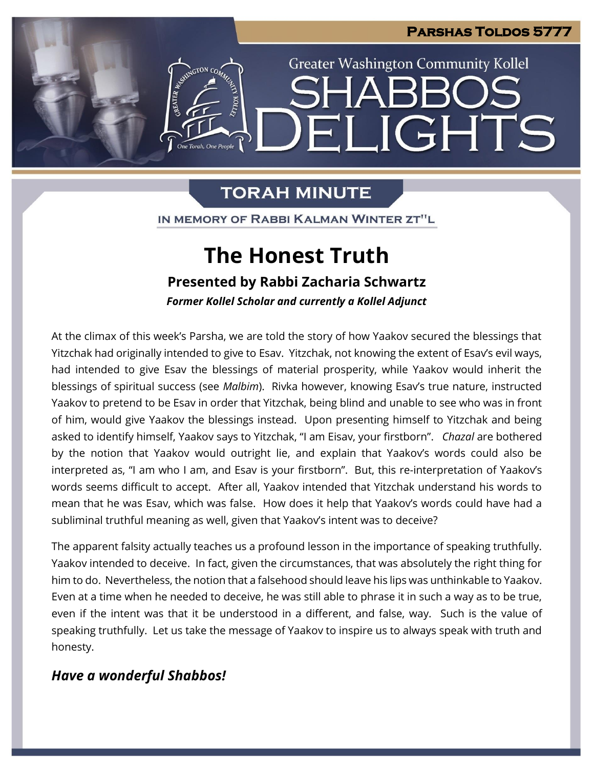# Parshas Toldos 5777

Greater Washington Community Kollel

# SHABBOS DELIGHTS

## TORAH MINUTE

IN MEMORY OF RABBI KALMAN WINTER ZT"L

# The Honest Truth

### Presented by Rabbi Zacharia Schwartz

***Former Kollel Scholar and currently a Kollel Adjunct***

At the climax of this week's Parsha, we are told the story of how Yaakov secured the blessings that Yitzchak had originally intended to give to Esav. Yitzchak, not knowing the extent of Esav's evil ways, had intended to give Esav the blessings of material prosperity, while Yaakov would inherit the blessings of spiritual success (see *Malbim*). Rivka however, knowing Esav's true nature, instructed Yaakov to pretend to be Esav in order that Yitzchak, being blind and unable to see who was in front of him, would give Yaakov the blessings instead. Upon presenting himself to Yitzchak and being asked to identify himself, Yaakov says to Yitzchak, "I am Eisav, your firstborn". *Chazal* are bothered by the notion that Yaakov would outright lie, and explain that Yaakov's words could also be interpreted as, "I am who I am, and Esav is your firstborn". But, this re-interpretation of Yaakov's words seems difficult to accept. After all, Yaakov intended that Yitzchak understand his words to mean that he was Esav, which was false. How does it help that Yaakov's words could have had a subliminal truthful meaning as well, given that Yaakov's intent was to deceive?

The apparent falsity actually teaches us a profound lesson in the importance of speaking truthfully. Yaakov intended to deceive. In fact, given the circumstances, that was absolutely the right thing for him to do. Nevertheless, the notion that a falsehood should leave his lips was unthinkable to Yaakov. Even at a time when he needed to deceive, he was still able to phrase it in such a way as to be true, even if the intent was that it be understood in a different, and false, way. Such is the value of speaking truthfully. Let us take the message of Yaakov to inspire us to always speak with truth and honesty.

***Have a wonderful Shabbos!***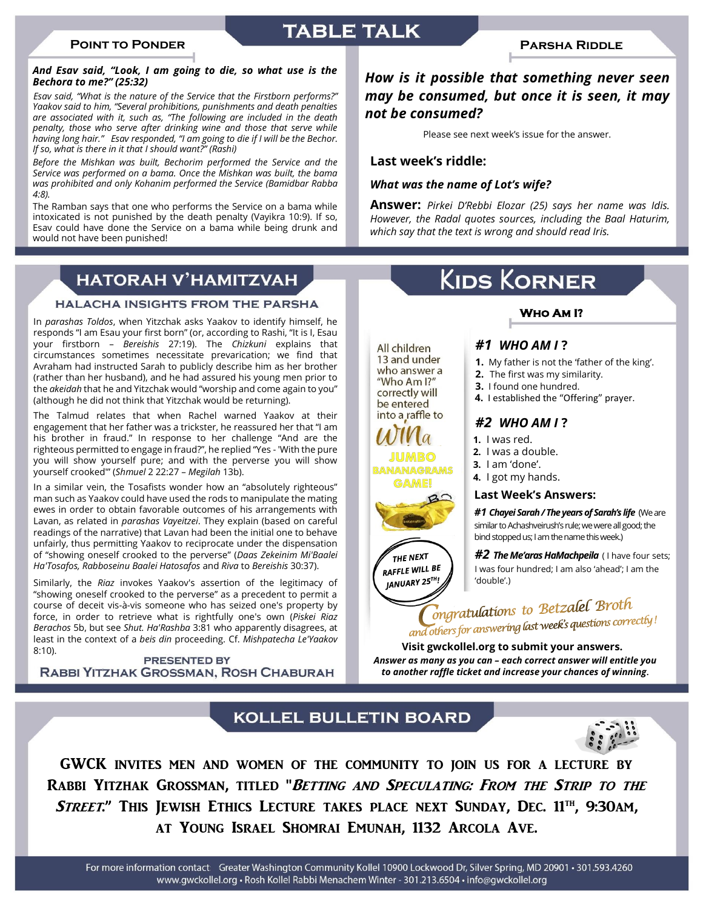# TABLE TALK

## Point to Ponder

***And Esav said, "Look, I am going to die, so what use is the Bechora to me?" (25:32)***

*Esav said, "What is the nature of the Service that the Firstborn performs?" Yaakov said to him, "Several prohibitions, punishments and death penalties are associated with it, such as, "The following are included in the death penalty, those who serve after drinking wine and those that serve while having long hair." Esav responded, "I am going to die if I will be the Bechor. If so, what is there in it that I should want?" (Rashi)*

*Before the Mishkan was built, Bechorim performed the Service and the Service was performed on a bama. Once the Mishkan was built, the bama was prohibited and only Kohanim performed the Service (Bamidbar Rabba 4:8).*

The Ramban says that one who performs the Service on a bama while intoxicated is not punished by the death penalty (Vayikra 10:9). If so, Esav could have done the Service on a bama while being drunk and would not have been punished!

## Parsha Riddle

***How is it possible that something never seen may be consumed, but once it is seen, it may not be consumed?***

Please see next week's issue for the answer.

**Last week's riddle:**

***What was the name of Lot's wife?***

**Answer:** *Pirkei D'Rebbi Elozar (25) says her name was Idis. However, the Radal quotes sources, including the Baal Haturim, which say that the text is wrong and should read Iris.*

# HATORAH V'HAMITZVAH

## HALACHA INSIGHTS FROM THE PARSHA

In *parashas Toldos*, when Yitzchak asks Yaakov to identify himself, he responds "I am Esau your first born" (or, according to Rashi, "It is I, Esau your firstborn – *Bereishis* 27:19). The *Chizkuni* explains that circumstances sometimes necessitate prevarication; we find that Avraham had instructed Sarah to publicly describe him as her brother (rather than her husband), and he had assured his young men prior to the *akeidah* that he and Yitzchak would "worship and come again to you" (although he did not think that Yitzchak would be returning).

The Talmud relates that when Rachel warned Yaakov at their engagement that her father was a trickster, he reassured her that "I am his brother in fraud." In response to her challenge "And are the righteous permitted to engage in fraud?", he replied "Yes - 'With the pure you will show yourself pure; and with the perverse you will show yourself crooked'" (*Shmuel* 2 22:27 – *Megilah* 13b).

In a similar vein, the Tosafists wonder how an "absolutely righteous" man such as Yaakov could have used the rods to manipulate the mating ewes in order to obtain favorable outcomes of his arrangements with Lavan, as related in *parashas Vayeitzei*. They explain (based on careful readings of the narrative) that Lavan had been the initial one to behave unfairly, thus permitting Yaakov to reciprocate under the dispensation of "showing oneself crooked to the perverse" (*Daas Zekeinim Mi'Baalei Ha'Tosafos, Rabboseinu Baalei Hatosafos* and *Riva* to *Bereishis* 30:37).

Similarly, the *Riaz* invokes Yaakov's assertion of the legitimacy of "showing oneself crooked to the perverse" as a precedent to permit a course of deceit vis-à-vis someone who has seized one's property by force, in order to retrieve what is rightfully one's own (*Piskei Riaz Berachos* 5b, but see *Shut. Ha'Rashba* 3:81 who apparently disagrees, at least in the context of a *beis din* proceeding. Cf. *Mishpatecha Le'Yaakov* 8:10).

PRESENTED BY
RABBI YITZHAK GROSSMAN, ROSH CHABURAH

# Kids Korner

## Who Am I?

All children 13 and under who answer a "Who Am I?" correctly will be entered into a raffle to win a JUMBO BANANAGRAMS GAME!

THE NEXT RAFFLE WILL BE JANUARY 25TH!

### #1 WHO AM I ?

1. My father is not the 'father of the king'.
2. The first was my similarity.
3. I found one hundred.
4. I established the "Offering" prayer.

### #2 WHO AM I ?

1. I was red.
2. I was a double.
3. I am 'done'.
4. I got my hands.

**Last Week's Answers:**

***#1 Chayei Sarah / The years of Sarah's life*** (We are similar to Achashveirush's rule; we were all good; the bind stopped us; I am the name this week.)

***#2 The Me'aras HaMachpeila*** ( I have four sets; I was four hundred; I am also 'ahead'; I am the 'double'.)

*Congratulations to Betzalel Broth and others for answering last week's questions correctly!*

**Visit gwckollel.org to submit your answers.**

***Answer as many as you can – each correct answer will entitle you to another raffle ticket and increase your chances of winning.***

# KOLLEL BULLETIN BOARD

**GWCK invites men and women of the community to join us for a lecture by Rabbi Yitzhak Grossman, titled "*Betting and Speculating: From the Strip to the Street*." This Jewish Ethics Lecture takes place next Sunday, Dec. 11th, 9:30am, at Young Israel Shomrai Emunah, 1132 Arcola Ave.**

For more information contact: Greater Washington Community Kollel 10900 Lockwood Dr, Silver Spring, MD 20901 • 301.593.4260
www.gwckollel.org • Rosh Kollel Rabbi Menachem Winter - 301.213.6504 • info@gwckollel.org